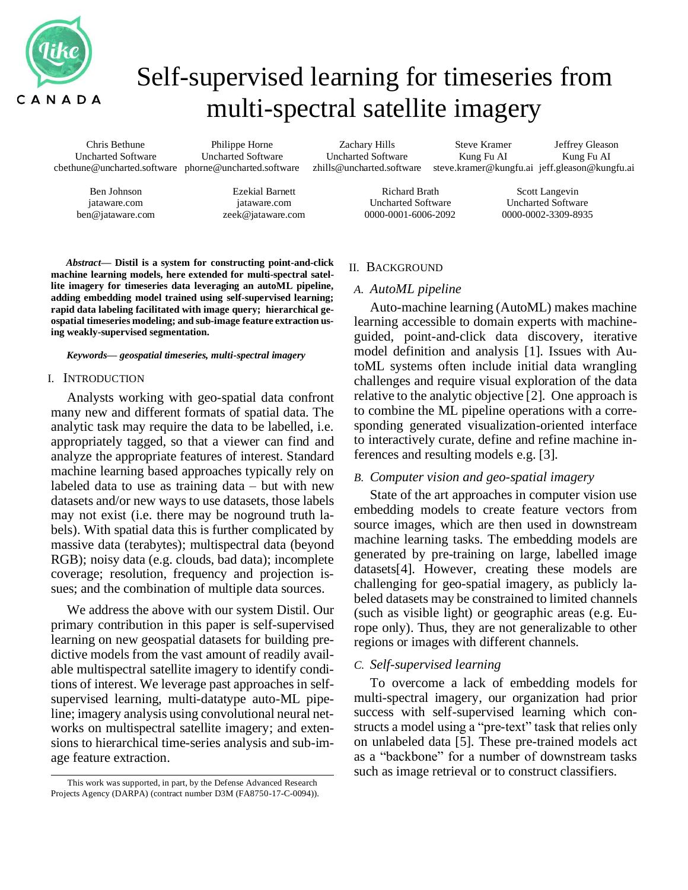# Self-supervised learning for timeseries from multi-spectral satellite imagery

Chris Bethune
Uncharted Software
cbethune@uncharted.software

Philippe Horne
Uncharted Software
phorne@uncharted.software

Zachary Hills
Uncharted Software
zhills@uncharted.software

Steve Kramer
Kung Fu AI
steve.kramer@kungfu.ai

Jeffrey Gleason
Kung Fu AI
jeff.gleason@kungfu.ai

Ben Johnson
jataware.com
ben@jataware.com

Ezekial Barnett
jataware.com
zeek@jataware.com

Richard Brath
Uncharted Software
0000-0001-6006-2092

Scott Langevin
Uncharted Software
0000-0002-3309-8935

***Abstract*— Distil is a system for constructing point-and-click machine learning models, here extended for multi-spectral satellite imagery for timeseries data leveraging an autoML pipeline, adding embedding model trained using self-supervised learning; rapid data labeling facilitated with image query; hierarchical geospatial timeseries modeling; and sub-image feature extraction using weakly-supervised segmentation.**

***Keywords*— *geospatial timeseries, multi-spectral imagery***

## I. Introduction

Analysts working with geo-spatial data confront many new and different formats of spatial data. The analytic task may require the data to be labelled, i.e. appropriately tagged, so that a viewer can find and analyze the appropriate features of interest. Standard machine learning based approaches typically rely on labeled data to use as training data – but with new datasets and/or new ways to use datasets, those labels may not exist (i.e. there may be noground truth labels). With spatial data this is further complicated by massive data (terabytes); multispectral data (beyond RGB); noisy data (e.g. clouds, bad data); incomplete coverage; resolution, frequency and projection issues; and the combination of multiple data sources.

We address the above with our system Distil. Our primary contribution in this paper is self-supervised learning on new geospatial datasets for building predictive models from the vast amount of readily available multispectral satellite imagery to identify conditions of interest. We leverage past approaches in self-supervised learning, multi-datatype auto-ML pipeline; imagery analysis using convolutional neural networks on multispectral satellite imagery; and extensions to hierarchical time-series analysis and sub-image feature extraction.

This work was supported, in part, by the Defense Advanced Research Projects Agency (DARPA) (contract number D3M (FA8750-17-C-0094)).

## II. Background

### A. AutoML pipeline

Auto-machine learning (AutoML) makes machine learning accessible to domain experts with machine-guided, point-and-click data discovery, iterative model definition and analysis [1]. Issues with AutoML systems often include initial data wrangling challenges and require visual exploration of the data relative to the analytic objective [2]. One approach is to combine the ML pipeline operations with a corresponding generated visualization-oriented interface to interactively curate, define and refine machine inferences and resulting models e.g. [3].

### B. Computer vision and geo-spatial imagery

State of the art approaches in computer vision use embedding models to create feature vectors from source images, which are then used in downstream machine learning tasks. The embedding models are generated by pre-training on large, labelled image datasets[4]. However, creating these models are challenging for geo-spatial imagery, as publicly labeled datasets may be constrained to limited channels (such as visible light) or geographic areas (e.g. Europe only). Thus, they are not generalizable to other regions or images with different channels.

### C. Self-supervised learning

To overcome a lack of embedding models for multi-spectral imagery, our organization had prior success with self-supervised learning which constructs a model using a "pre-text" task that relies only on unlabeled data [5]. These pre-trained models act as a "backbone" for a number of downstream tasks such as image retrieval or to construct classifiers.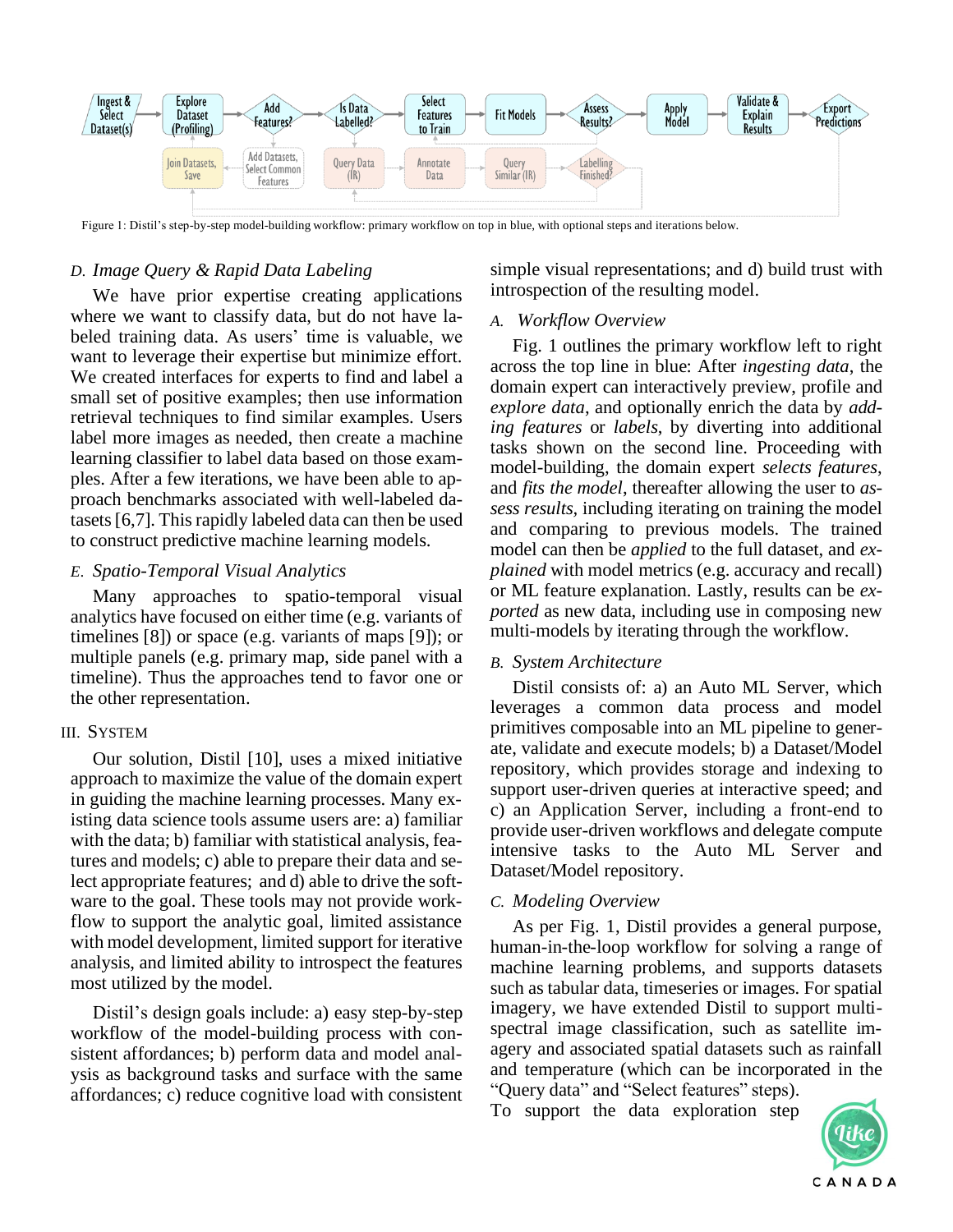Figure 1: Distil's step-by-step model-building workflow: primary workflow on top in blue, with optional steps and iterations below.

### D. Image Query & Rapid Data Labeling

We have prior expertise creating applications where we want to classify data, but do not have labeled training data. As users' time is valuable, we want to leverage their expertise but minimize effort. We created interfaces for experts to find and label a small set of positive examples; then use information retrieval techniques to find similar examples. Users label more images as needed, then create a machine learning classifier to label data based on those examples. After a few iterations, we have been able to approach benchmarks associated with well-labeled datasets [6,7]. This rapidly labeled data can then be used to construct predictive machine learning models.

### E. Spatio-Temporal Visual Analytics

Many approaches to spatio-temporal visual analytics have focused on either time (e.g. variants of timelines [8]) or space (e.g. variants of maps [9]); or multiple panels (e.g. primary map, side panel with a timeline). Thus the approaches tend to favor one or the other representation.

## III. System

Our solution, Distil [10], uses a mixed initiative approach to maximize the value of the domain expert in guiding the machine learning processes. Many existing data science tools assume users are: a) familiar with the data; b) familiar with statistical analysis, features and models; c) able to prepare their data and select appropriate features; and d) able to drive the software to the goal. These tools may not provide workflow to support the analytic goal, limited assistance with model development, limited support for iterative analysis, and limited ability to introspect the features most utilized by the model.

Distil's design goals include: a) easy step-by-step workflow of the model-building process with consistent affordances; b) perform data and model analysis as background tasks and surface with the same affordances; c) reduce cognitive load with consistent simple visual representations; and d) build trust with introspection of the resulting model.

### A. Workflow Overview

Fig. 1 outlines the primary workflow left to right across the top line in blue: After *ingesting data*, the domain expert can interactively preview, profile and *explore data*, and optionally enrich the data by *adding features* or *labels*, by diverting into additional tasks shown on the second line. Proceeding with model-building, the domain expert *selects features*, and *fits the model*, thereafter allowing the user to *assess results,* including iterating on training the model and comparing to previous models. The trained model can then be *applied* to the full dataset, and *explained* with model metrics (e.g. accuracy and recall) or ML feature explanation. Lastly, results can be *exported* as new data, including use in composing new multi-models by iterating through the workflow.

### B. System Architecture

Distil consists of: a) an Auto ML Server, which leverages a common data process and model primitives composable into an ML pipeline to generate, validate and execute models; b) a Dataset/Model repository, which provides storage and indexing to support user-driven queries at interactive speed; and c) an Application Server, including a front-end to provide user-driven workflows and delegate compute intensive tasks to the Auto ML Server and Dataset/Model repository.

### C. Modeling Overview

As per Fig. 1, Distil provides a general purpose, human-in-the-loop workflow for solving a range of machine learning problems, and supports datasets such as tabular data, timeseries or images. For spatial imagery, we have extended Distil to support multi-spectral image classification, such as satellite imagery and associated spatial datasets such as rainfall and temperature (which can be incorporated in the "Query data" and "Select features" steps).

To support the data exploration step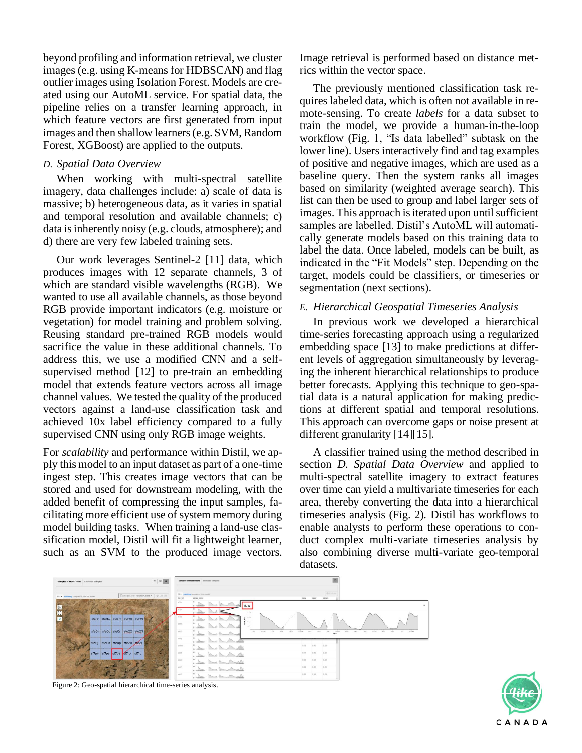beyond profiling and information retrieval, we cluster images (e.g. using K-means for HDBSCAN) and flag outlier images using Isolation Forest. Models are created using our AutoML service. For spatial data, the pipeline relies on a transfer learning approach, in which feature vectors are first generated from input images and then shallow learners (e.g. SVM, Random Forest, XGBoost) are applied to the outputs.

### D. Spatial Data Overview

When working with multi-spectral satellite imagery, data challenges include: a) scale of data is massive; b) heterogeneous data, as it varies in spatial and temporal resolution and available channels; c) data is inherently noisy (e.g. clouds, atmosphere); and d) there are very few labeled training sets.

Our work leverages Sentinel-2 [11] data, which produces images with 12 separate channels, 3 of which are standard visible wavelengths (RGB). We wanted to use all available channels, as those beyond RGB provide important indicators (e.g. moisture or vegetation) for model training and problem solving. Reusing standard pre-trained RGB models would sacrifice the value in these additional channels. To address this, we use a modified CNN and a self-supervised method [12] to pre-train an embedding model that extends feature vectors across all image channel values. We tested the quality of the produced vectors against a land-use classification task and achieved 10x label efficiency compared to a fully supervised CNN using only RGB image weights.

For *scalability* and performance within Distil, we apply this model to an input dataset as part of a one-time ingest step. This creates image vectors that can be stored and used for downstream modeling, with the added benefit of compressing the input samples, facilitating more efficient use of system memory during model building tasks. When training a land-use classification model, Distil will fit a lightweight learner, such as an SVM to the produced image vectors. Image retrieval is performed based on distance metrics within the vector space.

The previously mentioned classification task requires labeled data, which is often not available in remote-sensing. To create *labels* for a data subset to train the model, we provide a human-in-the-loop workflow (Fig. 1, "Is data labelled" subtask on the lower line). Users interactively find and tag examples of positive and negative images, which are used as a baseline query. Then the system ranks all images based on similarity (weighted average search). This list can then be used to group and label larger sets of images. This approach is iterated upon until sufficient samples are labelled. Distil's AutoML will automatically generate models based on this training data to label the data. Once labeled, models can be built, as indicated in the "Fit Models" step. Depending on the target, models could be classifiers, or timeseries or segmentation (next sections).

### E. Hierarchical Geospatial Timeseries Analysis

In previous work we developed a hierarchical time-series forecasting approach using a regularized embedding space [13] to make predictions at different levels of aggregation simultaneously by leveraging the inherent hierarchical relationships to produce better forecasts. Applying this technique to geo-spatial data is a natural application for making predictions at different spatial and temporal resolutions. This approach can overcome gaps or noise present at different granularity [14][15].

A classifier trained using the method described in section *D. Spatial Data Overview* and applied to multi-spectral satellite imagery to extract features over time can yield a multivariate timeseries for each area, thereby converting the data into a hierarchical timeseries analysis (Fig. 2). Distil has workflows to enable analysts to perform these operations to conduct complex multi-variate timeseries analysis by also combining diverse multi-variate geo-temporal datasets.

Figure 2: Geo-spatial hierarchical time-series analysis.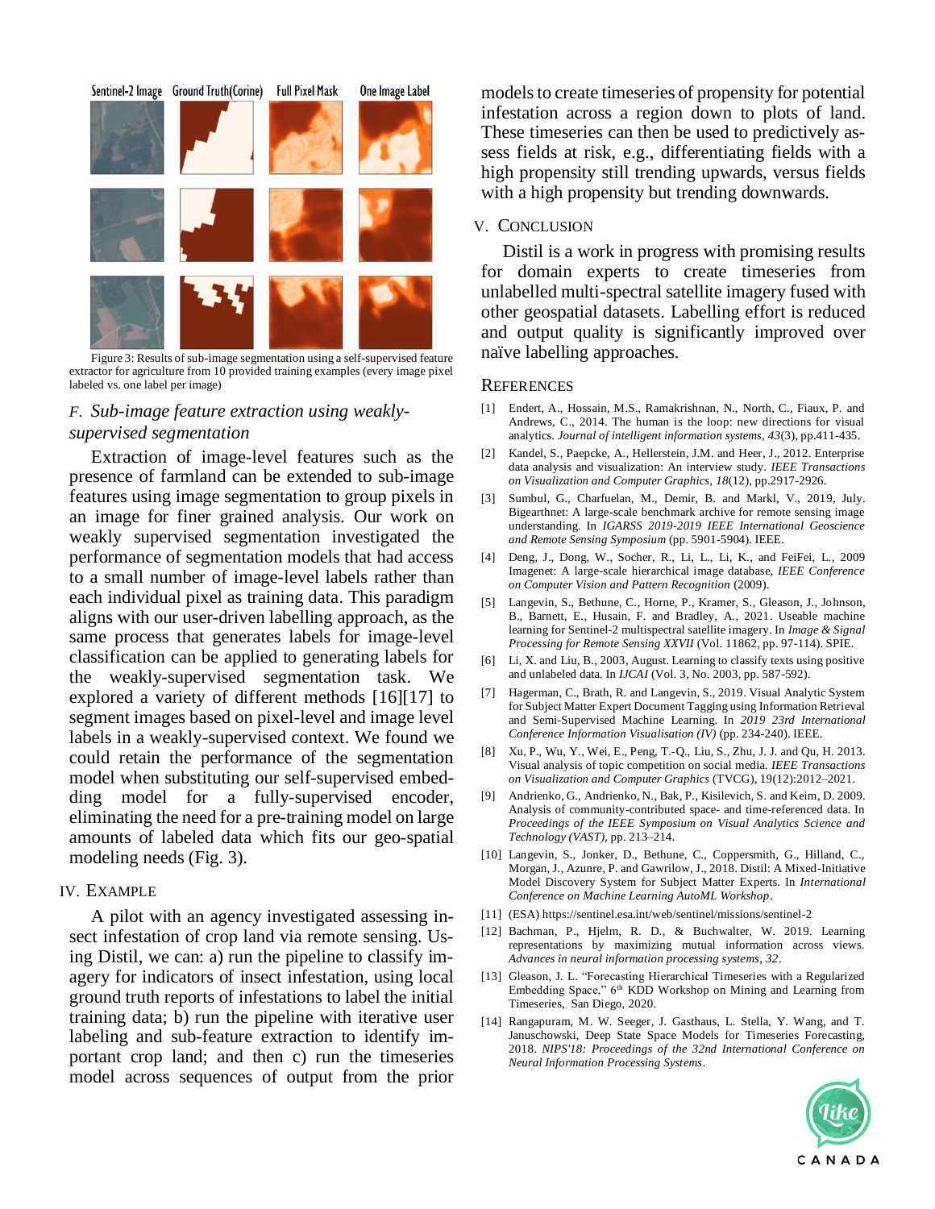Figure 3: Results of sub-image segmentation using a self-supervised feature extractor for agriculture from 10 provided training examples (every image pixel labeled vs. one label per image)

### F. *Sub-image feature extraction using weakly-supervised segmentation*

Extraction of image-level features such as the presence of farmland can be extended to sub-image features using image segmentation to group pixels in an image for finer grained analysis. Our work on weakly supervised segmentation investigated the performance of segmentation models that had access to a small number of image-level labels rather than each individual pixel as training data. This paradigm aligns with our user-driven labelling approach, as the same process that generates labels for image-level classification can be applied to generating labels for the weakly-supervised segmentation task. We explored a variety of different methods [16][17] to segment images based on pixel-level and image level labels in a weakly-supervised context. We found we could retain the performance of the segmentation model when substituting our self-supervised embedding model for a fully-supervised encoder, eliminating the need for a pre-training model on large amounts of labeled data which fits our geo-spatial modeling needs (Fig. 3).

## IV. Example

A pilot with an agency investigated assessing insect infestation of crop land via remote sensing. Using Distil, we can: a) run the pipeline to classify imagery for indicators of insect infestation, using local ground truth reports of infestations to label the initial training data; b) run the pipeline with iterative user labeling and sub-feature extraction to identify important crop land; and then c) run the timeseries model across sequences of output from the prior models to create timeseries of propensity for potential infestation across a region down to plots of land. These timeseries can then be used to predictively assess fields at risk, e.g., differentiating fields with a high propensity still trending upwards, versus fields with a high propensity but trending downwards.

## V. Conclusion

Distil is a work in progress with promising results for domain experts to create timeseries from unlabelled multi-spectral satellite imagery fused with other geospatial datasets. Labelling effort is reduced and output quality is significantly improved over naïve labelling approaches.

## References

[1] Endert, A., Hossain, M.S., Ramakrishnan, N., North, C., Fiaux, P. and Andrews, C., 2014. The human is the loop: new directions for visual analytics. *Journal of intelligent information systems*, *43*(3), pp.411-435.

[2] Kandel, S., Paepcke, A., Hellerstein, J.M. and Heer, J., 2012. Enterprise data analysis and visualization: An interview study. *IEEE Transactions on Visualization and Computer Graphics*, *18*(12), pp.2917-2926.

[3] Sumbul, G., Charfuelan, M., Demir, B. and Markl, V., 2019, July. Bigearthnet: A large-scale benchmark archive for remote sensing image understanding. In *IGARSS 2019-2019 IEEE International Geoscience and Remote Sensing Symposium* (pp. 5901-5904). IEEE.

[4] Deng, J., Dong, W., Socher, R., Li, L., Li, K., and FeiFei, L., 2009 Imagenet: A large-scale hierarchical image database, *IEEE Conference on Computer Vision and Pattern Recognition* (2009).

[5] Langevin, S., Bethune, C., Horne, P., Kramer, S., Gleason, J., Johnson, B., Barnett, E., Husain, F. and Bradley, A., 2021. Useable machine learning for Sentinel-2 multispectral satellite imagery. In *Image & Signal Processing for Remote Sensing XXVII* (Vol. 11862, pp. 97-114). SPIE.

[6] Li, X. and Liu, B., 2003, August. Learning to classify texts using positive and unlabeled data. In *IJCAI* (Vol. 3, No. 2003, pp. 587-592).

[7] Hagerman, C., Brath, R. and Langevin, S., 2019. Visual Analytic System for Subject Matter Expert Document Tagging using Information Retrieval and Semi-Supervised Machine Learning. In *2019 23rd International Conference Information Visualisation (IV)* (pp. 234-240). IEEE.

[8] Xu, P., Wu, Y., Wei, E., Peng, T.-Q., Liu, S., Zhu, J. J. and Qu, H. 2013. Visual analysis of topic competition on social media. *IEEE Transactions on Visualization and Computer Graphics* (TVCG), 19(12):2012–2021.

[9] Andrienko, G., Andrienko, N., Bak, P., Kisilevich, S. and Keim, D. 2009. Analysis of community-contributed space- and time-referenced data. In *Proceedings of the IEEE Symposium on Visual Analytics Science and Technology (VAST)*, pp. 213–214.

[10] Langevin, S., Jonker, D., Bethune, C., Coppersmith, G., Hilland, C., Morgan, J., Azunre, P. and Gawrilow, J., 2018. Distil: A Mixed-Initiative Model Discovery System for Subject Matter Experts. In *International Conference on Machine Learning AutoML Workshop*.

[11] (ESA) https://sentinel.esa.int/web/sentinel/missions/sentinel-2

[12] Bachman, P., Hjelm, R. D., & Buchwalter, W. 2019. Learning representations by maximizing mutual information across views. *Advances in neural information processing systems*, *32*.

[13] Gleason, J. L. "Forecasting Hierarchical Timeseries with a Regularized Embedding Space," 6th KDD Workshop on Mining and Learning from Timeseries, San Diego, 2020.

[14] Rangapuram, M. W. Seeger, J. Gasthaus, L. Stella, Y. Wang, and T. Januschowski, Deep State Space Models for Timeseries Forecasting, 2018. *NIPS'18: Proceedings of the 32nd International Conference on Neural Information Processing Systems*.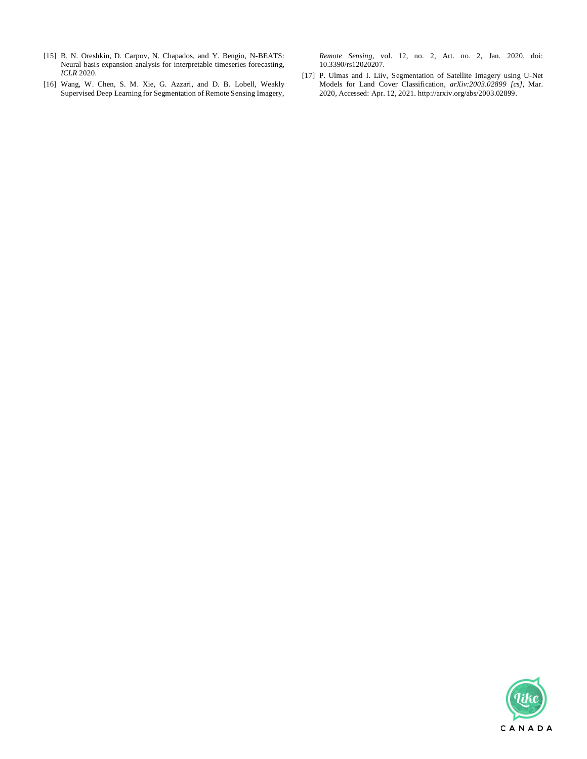[15] B. N. Oreshkin, D. Carpov, N. Chapados, and Y. Bengio, N-BEATS: Neural basis expansion analysis for interpretable timeseries forecasting, *ICLR* 2020.

[16] Wang, W. Chen, S. M. Xie, G. Azzari, and D. B. Lobell, Weakly Supervised Deep Learning for Segmentation of Remote Sensing Imagery, *Remote Sensing*, vol. 12, no. 2, Art. no. 2, Jan. 2020, doi: 10.3390/rs12020207.

[17] P. Ulmas and I. Liiv, Segmentation of Satellite Imagery using U-Net Models for Land Cover Classification, *arXiv:2003.02899 [cs]*, Mar. 2020, Accessed: Apr. 12, 2021. http://arxiv.org/abs/2003.02899.